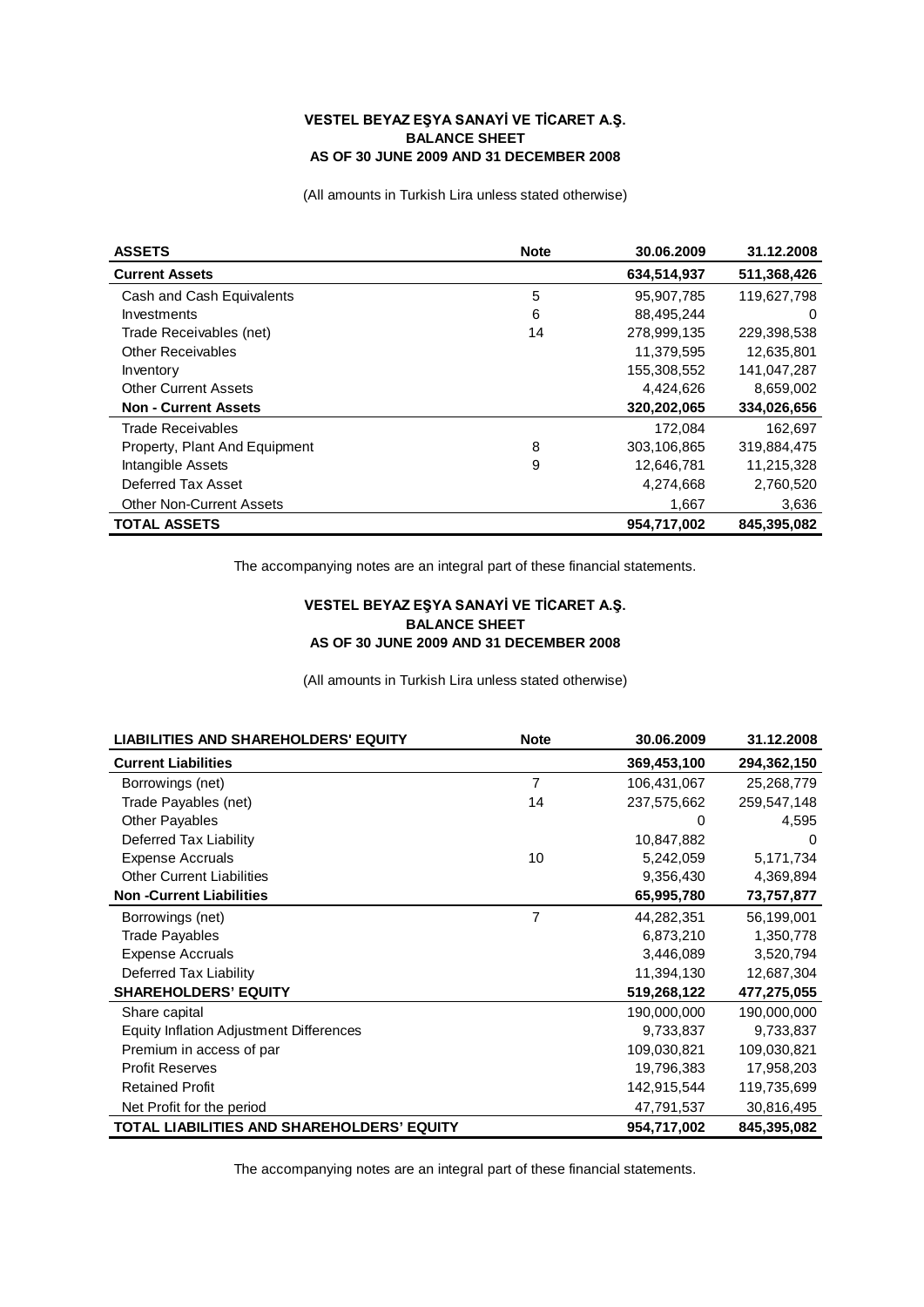# VESTEL BEYAZ EŞYA SANAYİ VE TİCARET A.Ş.
## BALANCE SHEET
## AS OF 30 JUNE 2009 AND 31 DECEMBER 2008

(All amounts in Turkish Lira unless stated otherwise)

| ASSETS | Note | 30.06.2009 | 31.12.2008 |
|---|---|---|---|
| **Current Assets** | | **634,514,937** | **511,368,426** |
| Cash and Cash Equivalents | 5 | 95,907,785 | 119,627,798 |
| Investments | 6 | 88,495,244 | 0 |
| Trade Receivables (net) | 14 | 278,999,135 | 229,398,538 |
| Other Receivables | | 11,379,595 | 12,635,801 |
| Inventory | | 155,308,552 | 141,047,287 |
| Other Current Assets | | 4,424,626 | 8,659,002 |
| **Non - Current Assets** | | **320,202,065** | **334,026,656** |
| Trade Receivables | | 172,084 | 162,697 |
| Property, Plant And Equipment | 8 | 303,106,865 | 319,884,475 |
| Intangible Assets | 9 | 12,646,781 | 11,215,328 |
| Deferred Tax Asset | | 4,274,668 | 2,760,520 |
| Other Non-Current Assets | | 1,667 | 3,636 |
| **TOTAL ASSETS** | | **954,717,002** | **845,395,082** |

The accompanying notes are an integral part of these financial statements.

# VESTEL BEYAZ EŞYA SANAYİ VE TİCARET A.Ş.
## BALANCE SHEET
## AS OF 30 JUNE 2009 AND 31 DECEMBER 2008

(All amounts in Turkish Lira unless stated otherwise)

| LIABILITIES AND SHAREHOLDERS' EQUITY | Note | 30.06.2009 | 31.12.2008 |
|---|---|---|---|
| **Current Liabilities** | | **369,453,100** | **294,362,150** |
| Borrowings (net) | 7 | 106,431,067 | 25,268,779 |
| Trade Payables (net) | 14 | 237,575,662 | 259,547,148 |
| Other Payables | | 0 | 4,595 |
| Deferred Tax Liability | | 10,847,882 | 0 |
| Expense Accruals | 10 | 5,242,059 | 5,171,734 |
| Other Current Liabilities | | 9,356,430 | 4,369,894 |
| **Non -Current Liabilities** | | **65,995,780** | **73,757,877** |
| Borrowings (net) | 7 | 44,282,351 | 56,199,001 |
| Trade Payables | | 6,873,210 | 1,350,778 |
| Expense Accruals | | 3,446,089 | 3,520,794 |
| Deferred Tax Liability | | 11,394,130 | 12,687,304 |
| **SHAREHOLDERS' EQUITY** | | **519,268,122** | **477,275,055** |
| Share capital | | 190,000,000 | 190,000,000 |
| Equity Inflation Adjustment Differences | | 9,733,837 | 9,733,837 |
| Premium in access of par | | 109,030,821 | 109,030,821 |
| Profit Reserves | | 19,796,383 | 17,958,203 |
| Retained Profit | | 142,915,544 | 119,735,699 |
| Net Profit for the period | | 47,791,537 | 30,816,495 |
| **TOTAL LIABILITIES AND SHAREHOLDERS' EQUITY** | | **954,717,002** | **845,395,082** |

The accompanying notes are an integral part of these financial statements.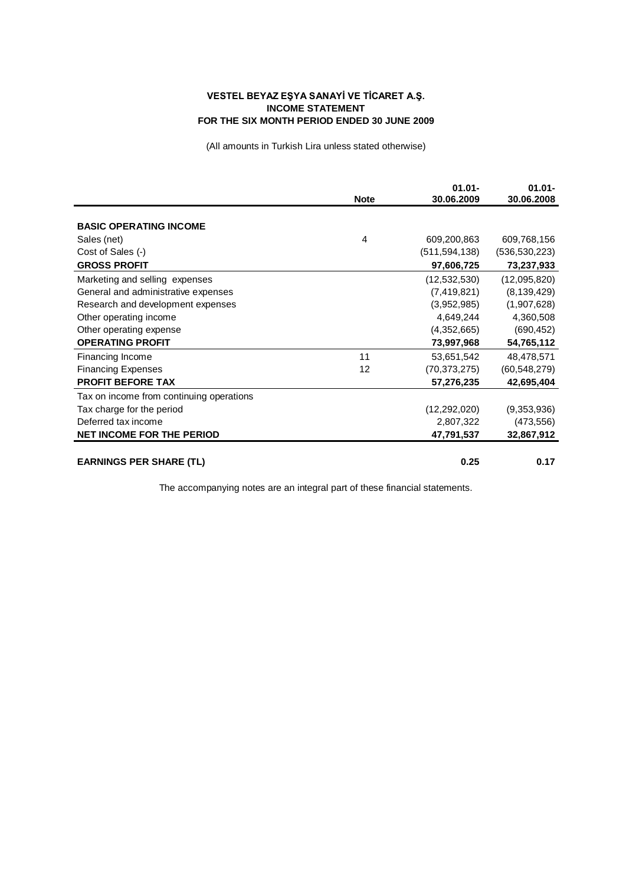**VESTEL BEYAZ EŞYA SANAYİ VE TİCARET A.Ş.**
**INCOME STATEMENT**
**FOR THE SIX MONTH PERIOD ENDED 30 JUNE 2009**

(All amounts in Turkish Lira unless stated otherwise)

| | Note | 01.01-30.06.2009 | 01.01-30.06.2008 |
|---|---|---|---|
| **BASIC OPERATING INCOME** | | | |
| Sales (net) | 4 | 609,200,863 | 609,768,156 |
| Cost of Sales (-) | | (511,594,138) | (536,530,223) |
| **GROSS PROFIT** | | **97,606,725** | **73,237,933** |
| Marketing and selling expenses | | (12,532,530) | (12,095,820) |
| General and administrative expenses | | (7,419,821) | (8,139,429) |
| Research and development expenses | | (3,952,985) | (1,907,628) |
| Other operating income | | 4,649,244 | 4,360,508 |
| Other operating expense | | (4,352,665) | (690,452) |
| **OPERATING PROFIT** | | **73,997,968** | **54,765,112** |
| Financing Income | 11 | 53,651,542 | 48,478,571 |
| Financing Expenses | 12 | (70,373,275) | (60,548,279) |
| **PROFIT BEFORE TAX** | | **57,276,235** | **42,695,404** |
| Tax on income from continuing operations | | | |
| Tax charge for the period | | (12,292,020) | (9,353,936) |
| Deferred tax income | | 2,807,322 | (473,556) |
| **NET INCOME FOR THE PERIOD** | | **47,791,537** | **32,867,912** |
| | | | |
| **EARNINGS PER SHARE (TL)** | | **0.25** | **0.17** |

The accompanying notes are an integral part of these financial statements.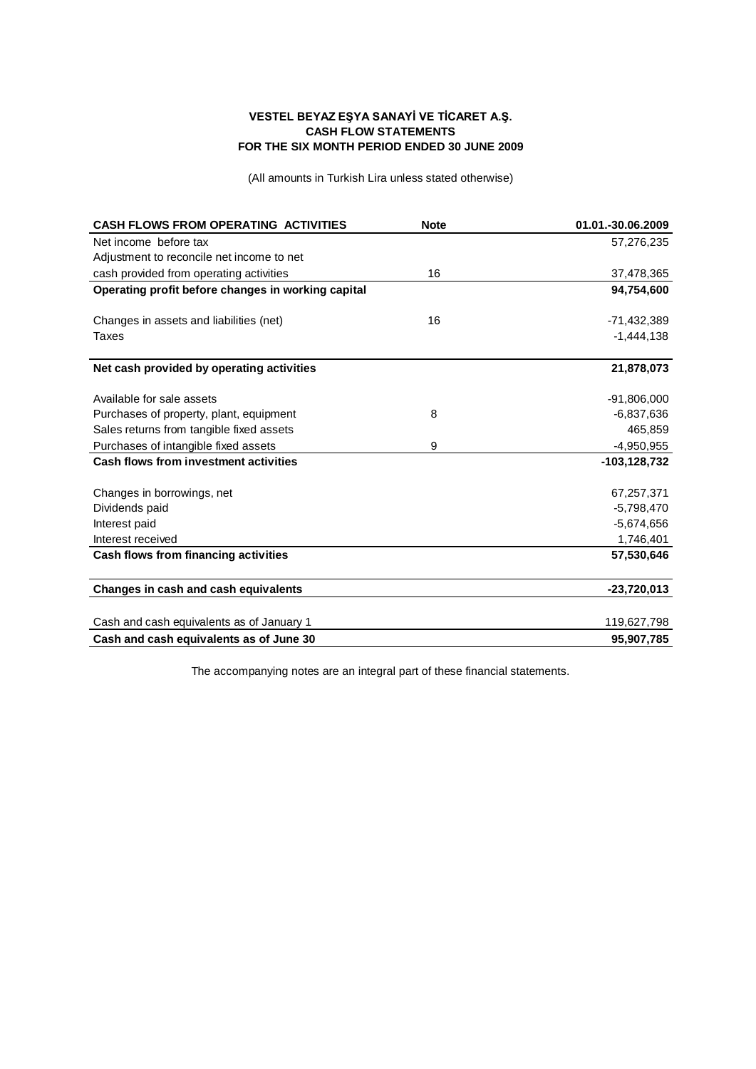**VESTEL BEYAZ EŞYA SANAYİ VE TİCARET A.Ş.**
**CASH FLOW STATEMENTS**
**FOR THE SIX MONTH PERIOD ENDED 30 JUNE 2009**

(All amounts in Turkish Lira unless stated otherwise)

| **CASH FLOWS FROM OPERATING ACTIVITIES** | **Note** | **01.01.-30.06.2009** |
|---|---|---|
| Net income before tax | | 57,276,235 |
| Adjustment to reconcile net income to net | | |
| cash provided from operating activities | 16 | 37,478,365 |
| **Operating profit before changes in working capital** | | **94,754,600** |
| Changes in assets and liabilities (net) | 16 | -71,432,389 |
| Taxes | | -1,444,138 |
| **Net cash provided by operating activities** | | **21,878,073** |
| Available for sale assets | | -91,806,000 |
| Purchases of property, plant, equipment | 8 | -6,837,636 |
| Sales returns from tangible fixed assets | | 465,859 |
| Purchases of intangible fixed assets | 9 | -4,950,955 |
| **Cash flows from investment activities** | | **-103,128,732** |
| Changes in borrowings, net | | 67,257,371 |
| Dividends paid | | -5,798,470 |
| Interest paid | | -5,674,656 |
| Interest received | | 1,746,401 |
| **Cash flows from financing activities** | | **57,530,646** |
| **Changes in cash and cash equivalents** | | **-23,720,013** |
| Cash and cash equivalents as of January 1 | | 119,627,798 |
| **Cash and cash equivalents as of June 30** | | **95,907,785** |

The accompanying notes are an integral part of these financial statements.